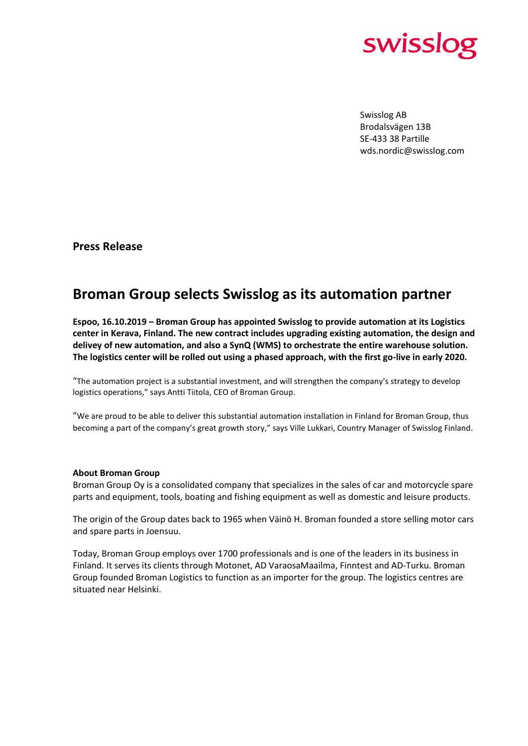swisslog

Swisslog AB
Brodalsvägen 13B
SE-433 38 Partille
wds.nordic@swisslog.com

**Press Release**

# Broman Group selects Swisslog as its automation partner

**Espoo, 16.10.2019 – Broman Group has appointed Swisslog to provide automation at its Logistics center in Kerava, Finland. The new contract includes upgrading existing automation, the design and delivey of new automation, and also a SynQ (WMS) to orchestrate the entire warehouse solution. The logistics center will be rolled out using a phased approach, with the first go-live in early 2020.**

"The automation project is a substantial investment, and will strengthen the company's strategy to develop logistics operations," says Antti Tiitola, CEO of Broman Group.

"We are proud to be able to deliver this substantial automation installation in Finland for Broman Group, thus becoming a part of the company's great growth story," says Ville Lukkari, Country Manager of Swisslog Finland.

**About Broman Group**
Broman Group Oy is a consolidated company that specializes in the sales of car and motorcycle spare parts and equipment, tools, boating and fishing equipment as well as domestic and leisure products.

The origin of the Group dates back to 1965 when Väinö H. Broman founded a store selling motor cars and spare parts in Joensuu.

Today, Broman Group employs over 1700 professionals and is one of the leaders in its business in Finland. It serves its clients through Motonet, AD VaraosaMaailma, Finntest and AD-Turku. Broman Group founded Broman Logistics to function as an importer for the group. The logistics centres are situated near Helsinki.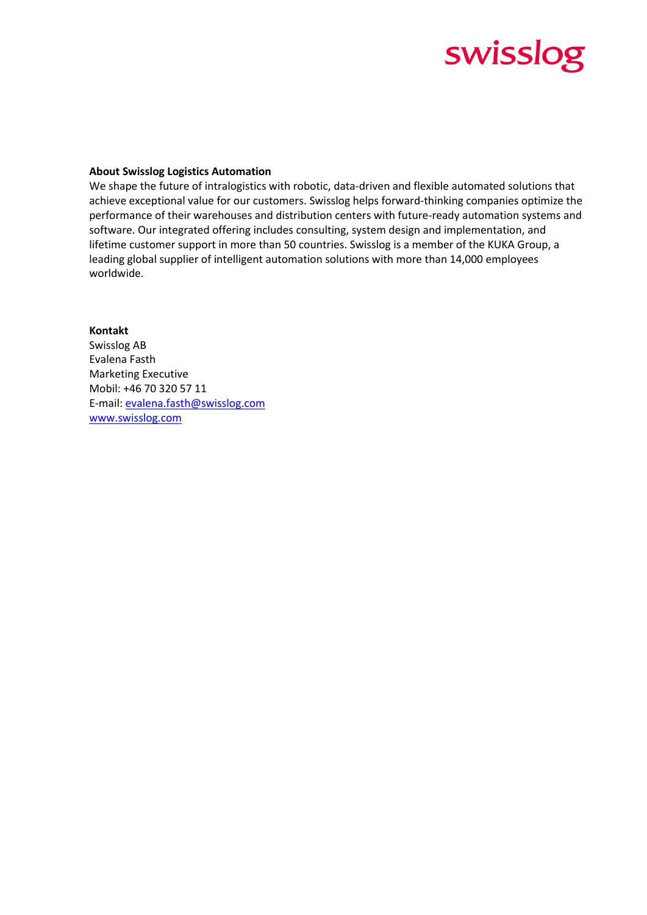**About Swisslog Logistics Automation**

We shape the future of intralogistics with robotic, data-driven and flexible automated solutions that achieve exceptional value for our customers. Swisslog helps forward-thinking companies optimize the performance of their warehouses and distribution centers with future-ready automation systems and software. Our integrated offering includes consulting, system design and implementation, and lifetime customer support in more than 50 countries. Swisslog is a member of the KUKA Group, a leading global supplier of intelligent automation solutions with more than 14,000 employees worldwide.

**Kontakt**

Swisslog AB
Evalena Fasth
Marketing Executive
Mobil: +46 70 320 57 11
E-mail: evalena.fasth@swisslog.com
www.swisslog.com